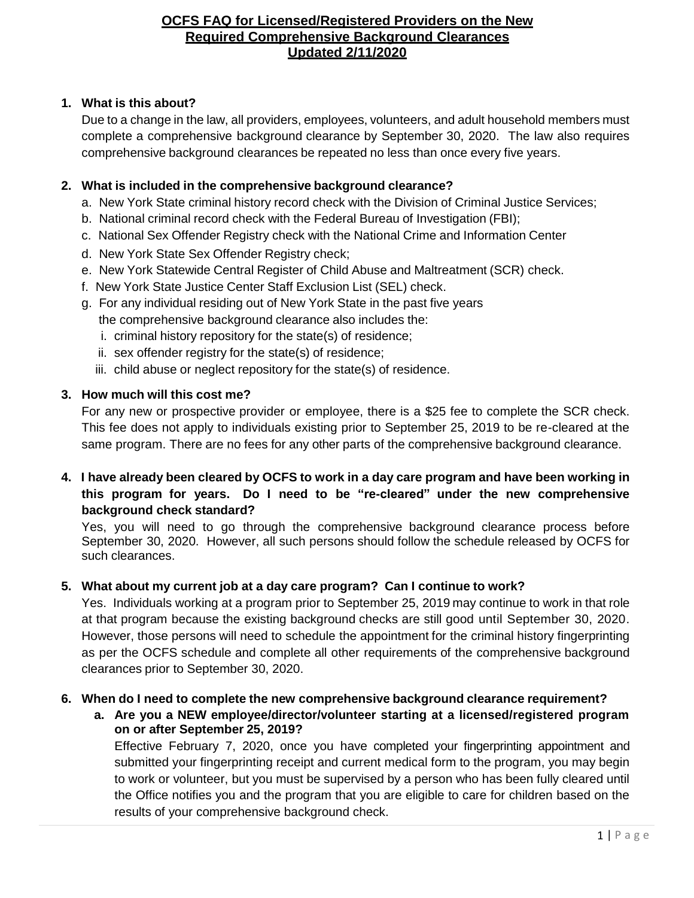# OCFS FAQ for Licensed/Registered Providers on the New Required Comprehensive Background Clearances
## Updated 2/11/2020

1. **What is this about?**

   Due to a change in the law, all providers, employees, volunteers, and adult household members must complete a comprehensive background clearance by September 30, 2020. The law also requires comprehensive background clearances be repeated no less than once every five years.

2. **What is included in the comprehensive background clearance?**

   a. New York State criminal history record check with the Division of Criminal Justice Services;
   b. National criminal record check with the Federal Bureau of Investigation (FBI);
   c. National Sex Offender Registry check with the National Crime and Information Center
   d. New York State Sex Offender Registry check;
   e. New York Statewide Central Register of Child Abuse and Maltreatment (SCR) check.
   f. New York State Justice Center Staff Exclusion List (SEL) check.
   g. For any individual residing out of New York State in the past five years the comprehensive background clearance also includes the:
      i. criminal history repository for the state(s) of residence;
      ii. sex offender registry for the state(s) of residence;
      iii. child abuse or neglect repository for the state(s) of residence.

3. **How much will this cost me?**

   For any new or prospective provider or employee, there is a $25 fee to complete the SCR check. This fee does not apply to individuals existing prior to September 25, 2019 to be re-cleared at the same program. There are no fees for any other parts of the comprehensive background clearance.

4. **I have already been cleared by OCFS to work in a day care program and have been working in this program for years. Do I need to be "re-cleared" under the new comprehensive background check standard?**

   Yes, you will need to go through the comprehensive background clearance process before September 30, 2020. However, all such persons should follow the schedule released by OCFS for such clearances.

5. **What about my current job at a day care program? Can I continue to work?**

   Yes. Individuals working at a program prior to September 25, 2019 may continue to work in that role at that program because the existing background checks are still good until September 30, 2020. However, those persons will need to schedule the appointment for the criminal history fingerprinting as per the OCFS schedule and complete all other requirements of the comprehensive background clearances prior to September 30, 2020.

6. **When do I need to complete the new comprehensive background clearance requirement?**

   a. **Are you a NEW employee/director/volunteer starting at a licensed/registered program on or after September 25, 2019?**

      Effective February 7, 2020, once you have completed your fingerprinting appointment and submitted your fingerprinting receipt and current medical form to the program, you may begin to work or volunteer, but you must be supervised by a person who has been fully cleared until the Office notifies you and the program that you are eligible to care for children based on the results of your comprehensive background check.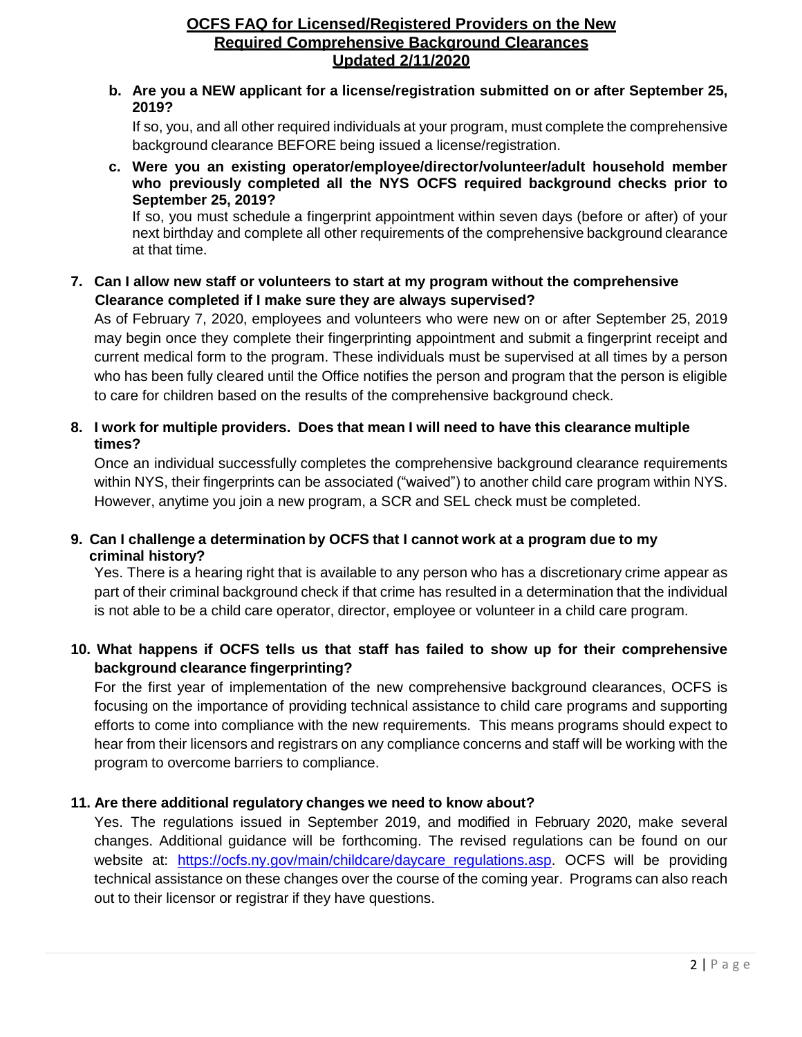b. **Are you a NEW applicant for a license/registration submitted on or after September 25, 2019?**

   If so, you, and all other required individuals at your program, must complete the comprehensive background clearance BEFORE being issued a license/registration.

c. **Were you an existing operator/employee/director/volunteer/adult household member who previously completed all the NYS OCFS required background checks prior to September 25, 2019?**

   If so, you must schedule a fingerprint appointment within seven days (before or after) of your next birthday and complete all other requirements of the comprehensive background clearance at that time.

7. **Can I allow new staff or volunteers to start at my program without the comprehensive Clearance completed if I make sure they are always supervised?**

   As of February 7, 2020, employees and volunteers who were new on or after September 25, 2019 may begin once they complete their fingerprinting appointment and submit a fingerprint receipt and current medical form to the program. These individuals must be supervised at all times by a person who has been fully cleared until the Office notifies the person and program that the person is eligible to care for children based on the results of the comprehensive background check.

8. **I work for multiple providers. Does that mean I will need to have this clearance multiple times?**

   Once an individual successfully completes the comprehensive background clearance requirements within NYS, their fingerprints can be associated ("waived") to another child care program within NYS. However, anytime you join a new program, a SCR and SEL check must be completed.

9. **Can I challenge a determination by OCFS that I cannot work at a program due to my criminal history?**

   Yes. There is a hearing right that is available to any person who has a discretionary crime appear as part of their criminal background check if that crime has resulted in a determination that the individual is not able to be a child care operator, director, employee or volunteer in a child care program.

10. **What happens if OCFS tells us that staff has failed to show up for their comprehensive background clearance fingerprinting?**

    For the first year of implementation of the new comprehensive background clearances, OCFS is focusing on the importance of providing technical assistance to child care programs and supporting efforts to come into compliance with the new requirements. This means programs should expect to hear from their licensors and registrars on any compliance concerns and staff will be working with the program to overcome barriers to compliance.

11. **Are there additional regulatory changes we need to know about?**

    Yes. The regulations issued in September 2019, and modified in February 2020, make several changes. Additional guidance will be forthcoming. The revised regulations can be found on our website at: https://ocfs.ny.gov/main/childcare/daycare_regulations.asp. OCFS will be providing technical assistance on these changes over the course of the coming year. Programs can also reach out to their licensor or registrar if they have questions.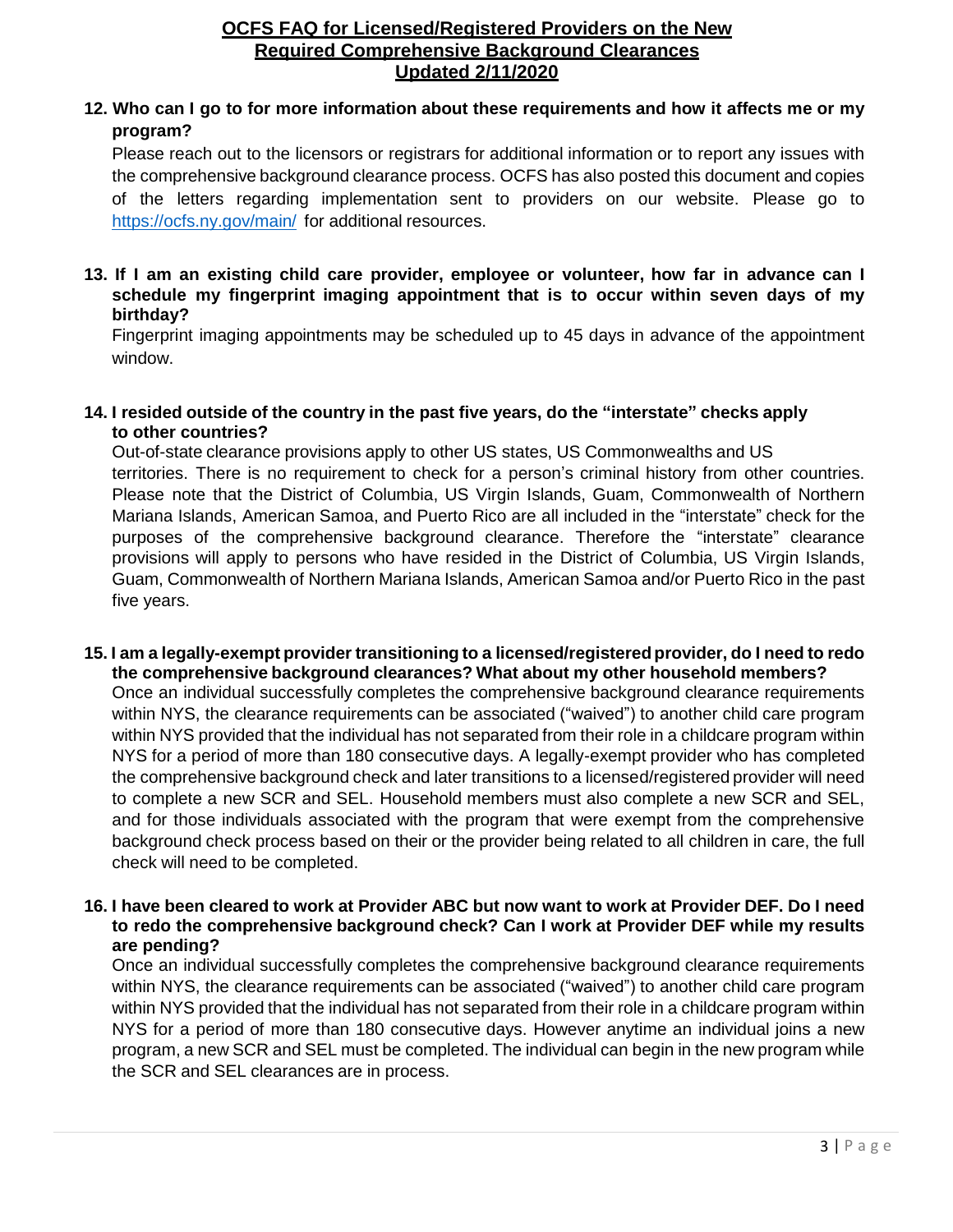**12. Who can I go to for more information about these requirements and how it affects me or my program?**

Please reach out to the licensors or registrars for additional information or to report any issues with the comprehensive background clearance process. OCFS has also posted this document and copies of the letters regarding implementation sent to providers on our website. Please go to https://ocfs.ny.gov/main/ for additional resources.

**13. If I am an existing child care provider, employee or volunteer, how far in advance can I schedule my fingerprint imaging appointment that is to occur within seven days of my birthday?**

Fingerprint imaging appointments may be scheduled up to 45 days in advance of the appointment window.

**14. I resided outside of the country in the past five years, do the "interstate" checks apply to other countries?**

Out-of-state clearance provisions apply to other US states, US Commonwealths and US territories. There is no requirement to check for a person's criminal history from other countries. Please note that the District of Columbia, US Virgin Islands, Guam, Commonwealth of Northern Mariana Islands, American Samoa, and Puerto Rico are all included in the "interstate" check for the purposes of the comprehensive background clearance. Therefore the "interstate" clearance provisions will apply to persons who have resided in the District of Columbia, US Virgin Islands, Guam, Commonwealth of Northern Mariana Islands, American Samoa and/or Puerto Rico in the past five years.

**15. I am a legally-exempt provider transitioning to a licensed/registered provider, do I need to redo the comprehensive background clearances? What about my other household members?**

Once an individual successfully completes the comprehensive background clearance requirements within NYS, the clearance requirements can be associated ("waived") to another child care program within NYS provided that the individual has not separated from their role in a childcare program within NYS for a period of more than 180 consecutive days. A legally-exempt provider who has completed the comprehensive background check and later transitions to a licensed/registered provider will need to complete a new SCR and SEL. Household members must also complete a new SCR and SEL, and for those individuals associated with the program that were exempt from the comprehensive background check process based on their or the provider being related to all children in care, the full check will need to be completed.

**16. I have been cleared to work at Provider ABC but now want to work at Provider DEF. Do I need to redo the comprehensive background check? Can I work at Provider DEF while my results are pending?**

Once an individual successfully completes the comprehensive background clearance requirements within NYS, the clearance requirements can be associated ("waived") to another child care program within NYS provided that the individual has not separated from their role in a childcare program within NYS for a period of more than 180 consecutive days. However anytime an individual joins a new program, a new SCR and SEL must be completed. The individual can begin in the new program while the SCR and SEL clearances are in process.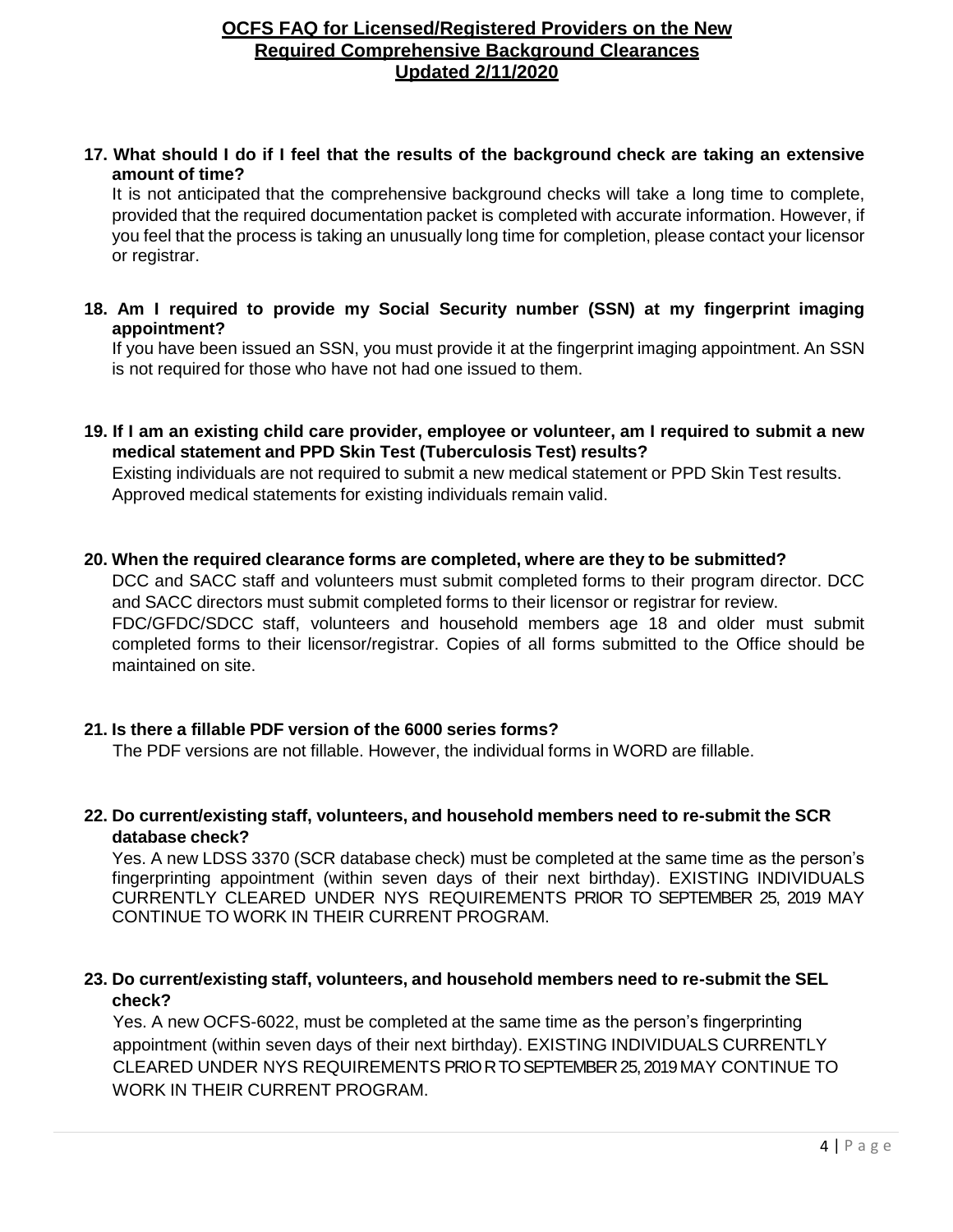**17. What should I do if I feel that the results of the background check are taking an extensive amount of time?**

It is not anticipated that the comprehensive background checks will take a long time to complete, provided that the required documentation packet is completed with accurate information. However, if you feel that the process is taking an unusually long time for completion, please contact your licensor or registrar.

**18. Am I required to provide my Social Security number (SSN) at my fingerprint imaging appointment?**

If you have been issued an SSN, you must provide it at the fingerprint imaging appointment. An SSN is not required for those who have not had one issued to them.

**19. If I am an existing child care provider, employee or volunteer, am I required to submit a new medical statement and PPD Skin Test (Tuberculosis Test) results?**

Existing individuals are not required to submit a new medical statement or PPD Skin Test results. Approved medical statements for existing individuals remain valid.

**20. When the required clearance forms are completed, where are they to be submitted?**

DCC and SACC staff and volunteers must submit completed forms to their program director. DCC and SACC directors must submit completed forms to their licensor or registrar for review.
FDC/GFDC/SDCC staff, volunteers and household members age 18 and older must submit completed forms to their licensor/registrar. Copies of all forms submitted to the Office should be maintained on site.

**21. Is there a fillable PDF version of the 6000 series forms?**

The PDF versions are not fillable. However, the individual forms in WORD are fillable.

**22. Do current/existing staff, volunteers, and household members need to re-submit the SCR database check?**

Yes. A new LDSS 3370 (SCR database check) must be completed at the same time as the person's fingerprinting appointment (within seven days of their next birthday). EXISTING INDIVIDUALS CURRENTLY CLEARED UNDER NYS REQUIREMENTS PRIOR TO SEPTEMBER 25, 2019 MAY CONTINUE TO WORK IN THEIR CURRENT PROGRAM.

**23. Do current/existing staff, volunteers, and household members need to re-submit the SEL check?**

Yes. A new OCFS-6022, must be completed at the same time as the person's fingerprinting appointment (within seven days of their next birthday). EXISTING INDIVIDUALS CURRENTLY CLEARED UNDER NYS REQUIREMENTS PRIOR TO SEPTEMBER 25, 2019 MAY CONTINUE TO WORK IN THEIR CURRENT PROGRAM.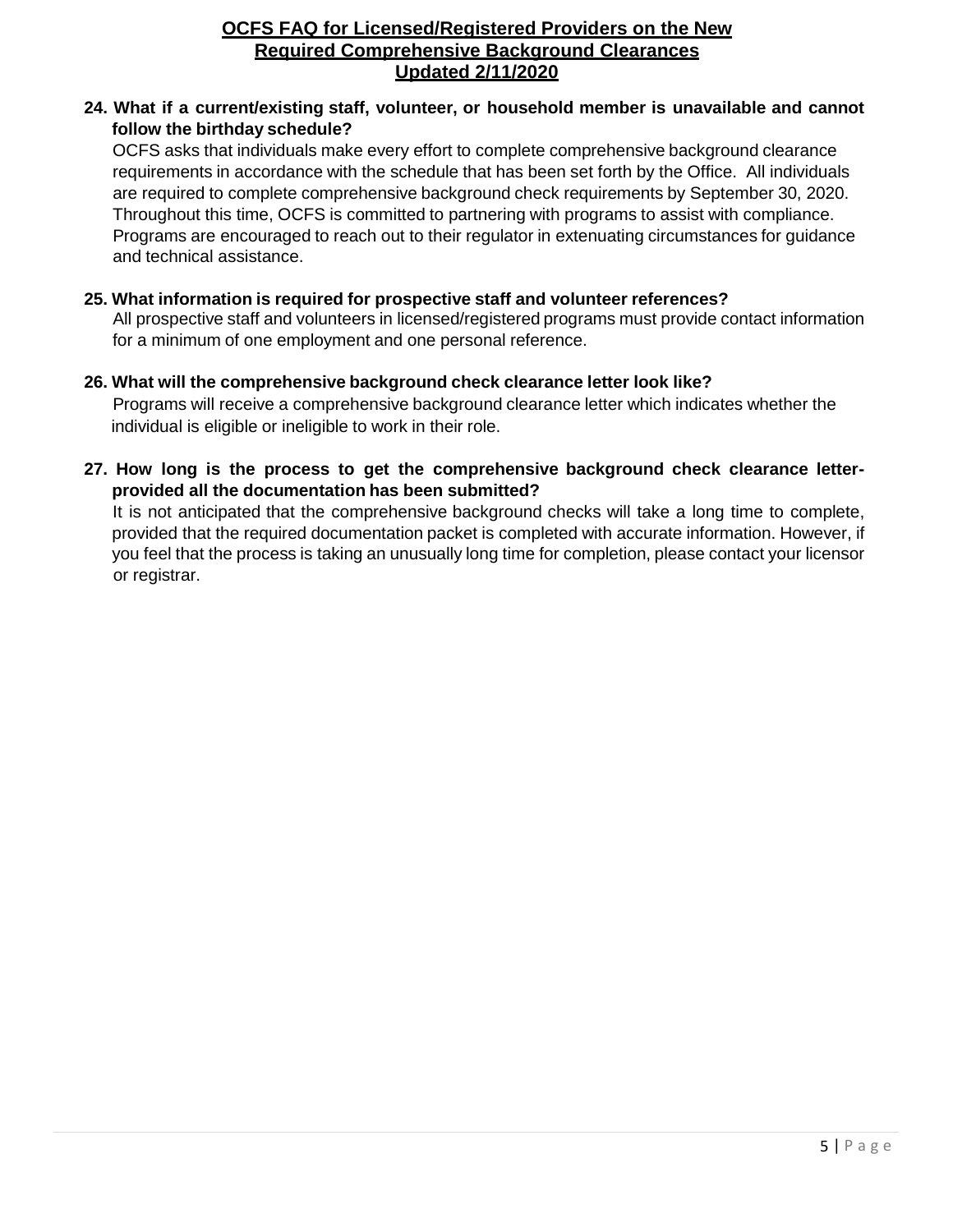**24. What if a current/existing staff, volunteer, or household member is unavailable and cannot follow the birthday schedule?**

OCFS asks that individuals make every effort to complete comprehensive background clearance requirements in accordance with the schedule that has been set forth by the Office. All individuals are required to complete comprehensive background check requirements by September 30, 2020. Throughout this time, OCFS is committed to partnering with programs to assist with compliance. Programs are encouraged to reach out to their regulator in extenuating circumstances for guidance and technical assistance.

**25. What information is required for prospective staff and volunteer references?**

All prospective staff and volunteers in licensed/registered programs must provide contact information for a minimum of one employment and one personal reference.

**26. What will the comprehensive background check clearance letter look like?**

Programs will receive a comprehensive background clearance letter which indicates whether the individual is eligible or ineligible to work in their role.

**27. How long is the process to get the comprehensive background check clearance letter-provided all the documentation has been submitted?**

It is not anticipated that the comprehensive background checks will take a long time to complete, provided that the required documentation packet is completed with accurate information. However, if you feel that the process is taking an unusually long time for completion, please contact your licensor or registrar.